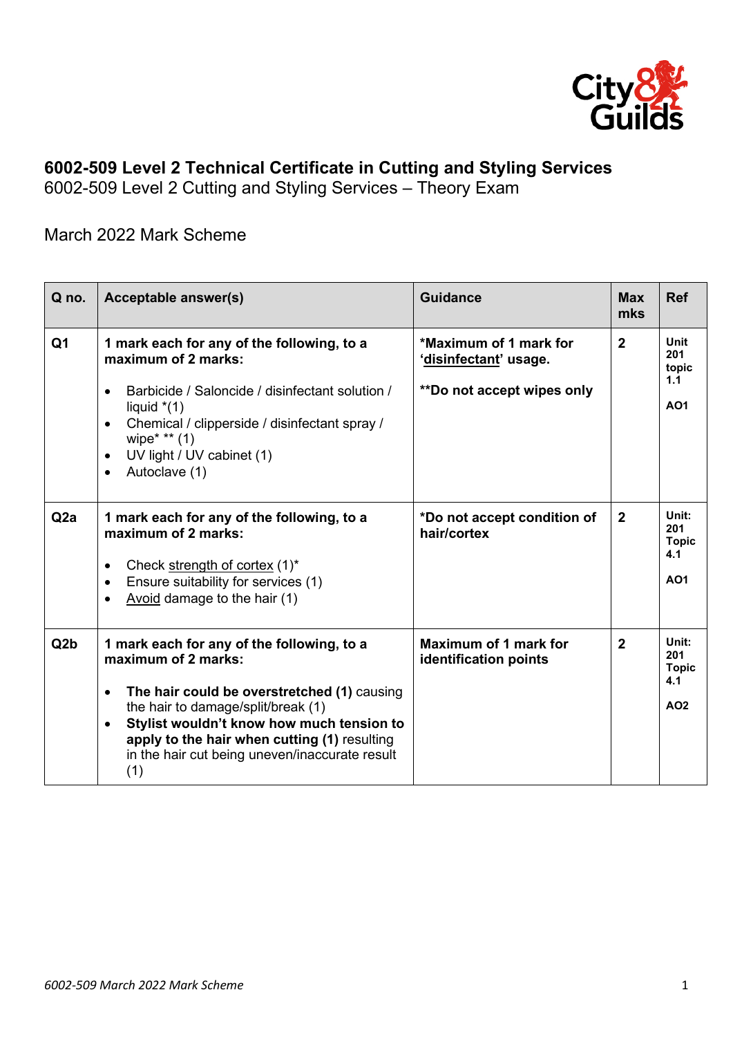**6002-509 Level 2 Technical Certificate in Cutting and Styling Services**

6002-509 Level 2 Cutting and Styling Services – Theory Exam

March 2022 Mark Scheme

| Q no. | Acceptable answer(s) | Guidance | Max mks | Ref |
|---|---|---|---|---|
| Q1 | **1 mark each for any of the following, to a maximum of 2 marks:**<br>• Barbicide / Saloncide / disinfectant solution / liquid *(1)<br>• Chemical / clipperside / disinfectant spray / wipe* ** (1)<br>• UV light / UV cabinet (1)<br>• Autoclave (1) | **\*Maximum of 1 mark for '<u>disinfectant</u>' usage.**<br><br>**\*\*Do not accept wipes only** | **2** | **Unit 201 topic 1.1**<br><br>**AO1** |
| Q2a | **1 mark each for any of the following, to a maximum of 2 marks:**<br>• Check <u>strength of cortex</u> (1)*<br>• Ensure suitability for services (1)<br>• <u>Avoid</u> damage to the hair (1) | **\*Do not accept condition of hair/cortex** | **2** | **Unit: 201 Topic 4.1**<br><br>**AO1** |
| Q2b | **1 mark each for any of the following, to a maximum of 2 marks:**<br>• **The hair could be overstretched (1)** causing the hair to damage/split/break (1)<br>• **Stylist wouldn't know how much tension to apply to the hair when cutting (1)** resulting in the hair cut being uneven/inaccurate result (1) | **Maximum of 1 mark for identification points** | **2** | **Unit: 201 Topic 4.1**<br><br>**AO2** |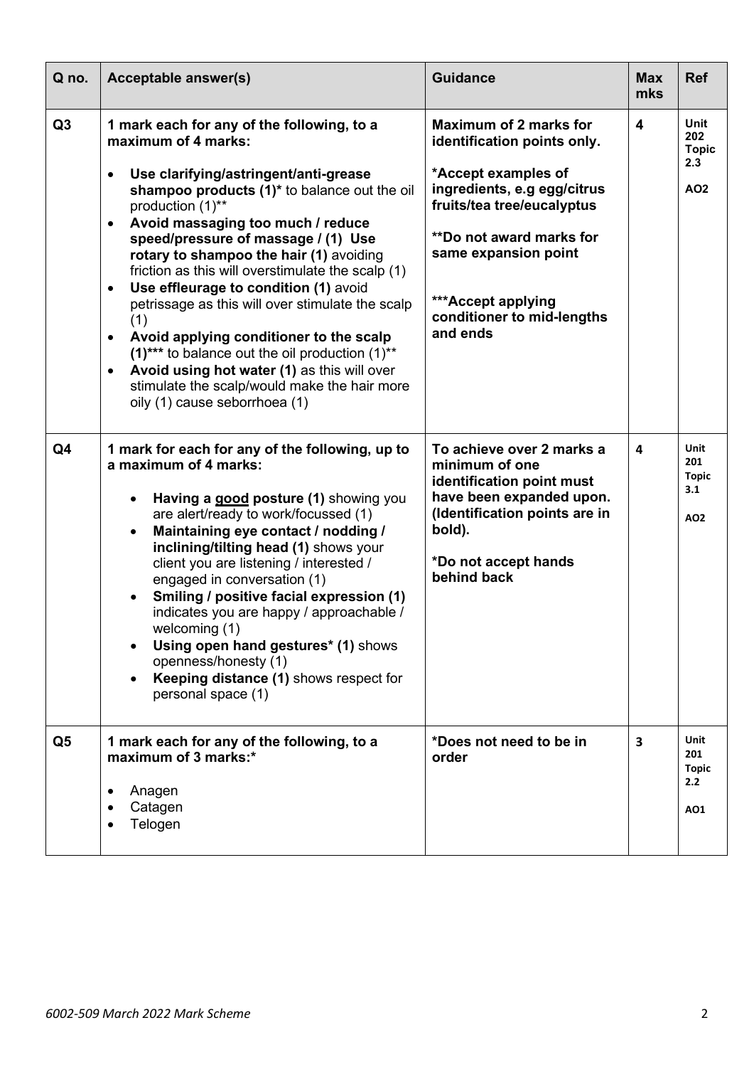| Q no. | Acceptable answer(s) | Guidance | Max mks | Ref |
|---|---|---|---|---|
| Q3 | **1 mark each for any of the following, to a maximum of 4 marks:**<br><br>• **Use clarifying/astringent/anti-grease shampoo products (1)*** to balance out the oil production (1)**<br>• **Avoid massaging too much / reduce speed/pressure of massage / (1) Use rotary to shampoo the hair (1)** avoiding friction as this will overstimulate the scalp (1)<br>• **Use effleurage to condition (1)** avoid petrissage as this will over stimulate the scalp (1)<br>• **Avoid applying conditioner to the scalp (1)***** to balance out the oil production (1)**<br>• **Avoid using hot water (1)** as this will over stimulate the scalp/would make the hair more oily (1) cause seborrhoea (1) | **Maximum of 2 marks for identification points only.**<br><br>***Accept examples of ingredients, e.g egg/citrus fruits/tea tree/eucalyptus**<br><br>****Do not award marks for same expansion point**<br><br>*****Accept applying conditioner to mid-lengths and ends** | **4** | **Unit 202 Topic 2.3**<br><br>**AO2** |
| Q4 | **1 mark for each for any of the following, up to a maximum of 4 marks:**<br><br>• **Having a good posture (1)** showing you are alert/ready to work/focussed (1)<br>• **Maintaining eye contact / nodding / inclining/tilting head (1)** shows your client you are listening / interested / engaged in conversation (1)<br>• **Smiling / positive facial expression (1)** indicates you are happy / approachable / welcoming (1)<br>• **Using open hand gestures* (1)** shows openness/honesty (1)<br>• **Keeping distance (1)** shows respect for personal space (1) | **To achieve over 2 marks a minimum of one identification point must have been expanded upon. (Identification points are in bold).**<br><br>***Do not accept hands behind back** | **4** | **Unit 201 Topic 3.1**<br><br>**AO2** |
| Q5 | **1 mark each for any of the following, to a maximum of 3 marks:***<br><br>• Anagen<br>• Catagen<br>• Telogen | ***Does not need to be in order** | **3** | **Unit 201 Topic 2.2**<br><br>**AO1** |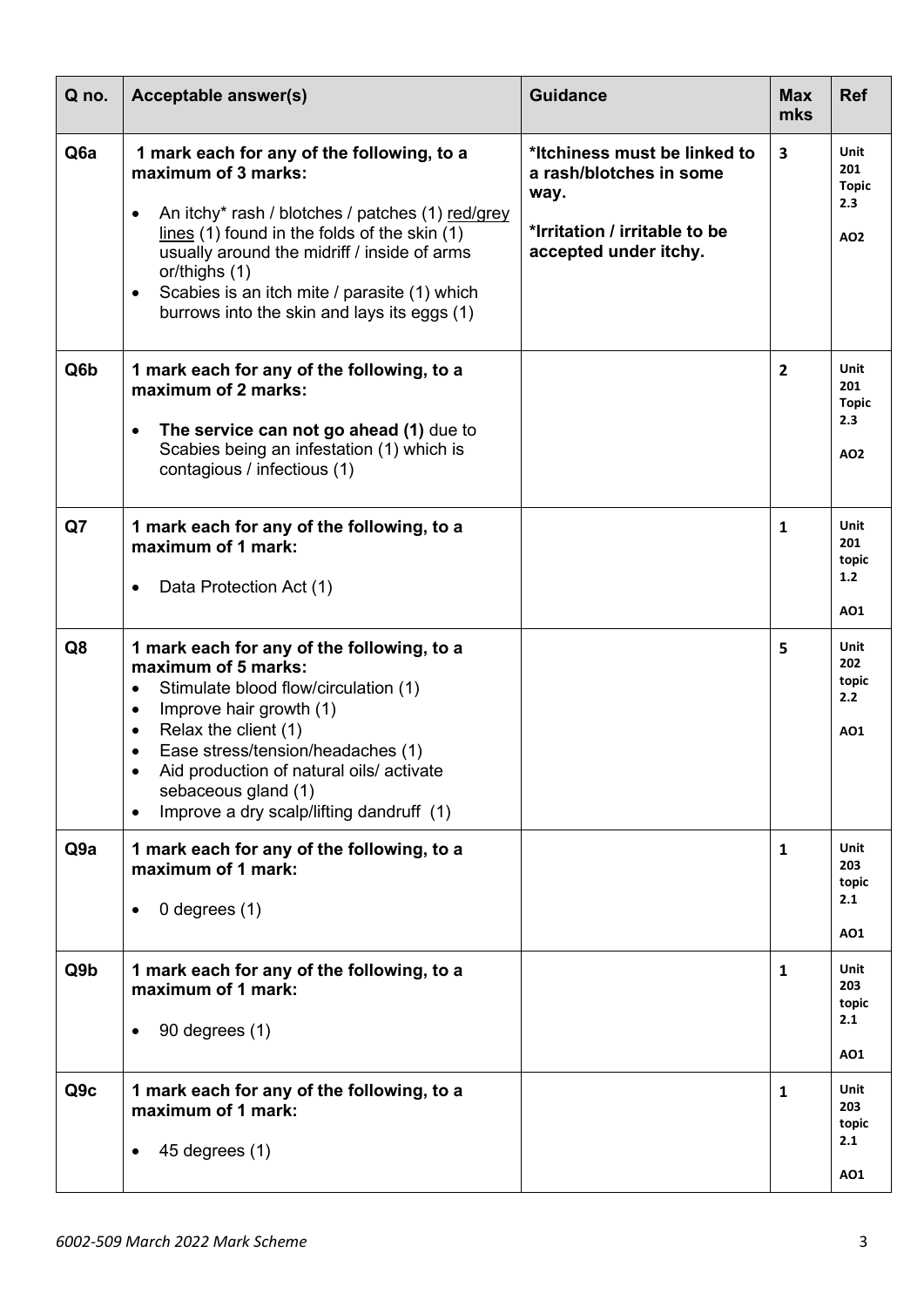| Q no. | Acceptable answer(s) | Guidance | Max mks | Ref |
|---|---|---|---|---|
| Q6a | **1 mark each for any of the following, to a maximum of 3 marks:**<br>• An itchy* rash / blotches / patches (1) red/grey lines (1) found in the folds of the skin (1) usually around the midriff / inside of arms or/thighs (1)<br>• Scabies is an itch mite / parasite (1) which burrows into the skin and lays its eggs (1) | **\*Itchiness must be linked to a rash/blotches in some way.**<br>**\*Irritation / irritable to be accepted under itchy.** | **3** | **Unit 201 Topic 2.3**<br>**AO2** |
| Q6b | **1 mark each for any of the following, to a maximum of 2 marks:**<br>• **The service can not go ahead (1)** due to Scabies being an infestation (1) which is contagious / infectious (1) | | **2** | **Unit 201 Topic 2.3**<br>**AO2** |
| Q7 | **1 mark each for any of the following, to a maximum of 1 mark:**<br>• Data Protection Act (1) | | **1** | **Unit 201 topic 1.2**<br>**AO1** |
| Q8 | **1 mark each for any of the following, to a maximum of 5 marks:**<br>• Stimulate blood flow/circulation (1)<br>• Improve hair growth (1)<br>• Relax the client (1)<br>• Ease stress/tension/headaches (1)<br>• Aid production of natural oils/ activate sebaceous gland (1)<br>• Improve a dry scalp/lifting dandruff (1) | | **5** | **Unit 202 topic 2.2**<br>**AO1** |
| Q9a | **1 mark each for any of the following, to a maximum of 1 mark:**<br>• 0 degrees (1) | | **1** | **Unit 203 topic 2.1**<br>**AO1** |
| Q9b | **1 mark each for any of the following, to a maximum of 1 mark:**<br>• 90 degrees (1) | | **1** | **Unit 203 topic 2.1**<br>**AO1** |
| Q9c | **1 mark each for any of the following, to a maximum of 1 mark:**<br>• 45 degrees (1) | | **1** | **Unit 203 topic 2.1**<br>**AO1** |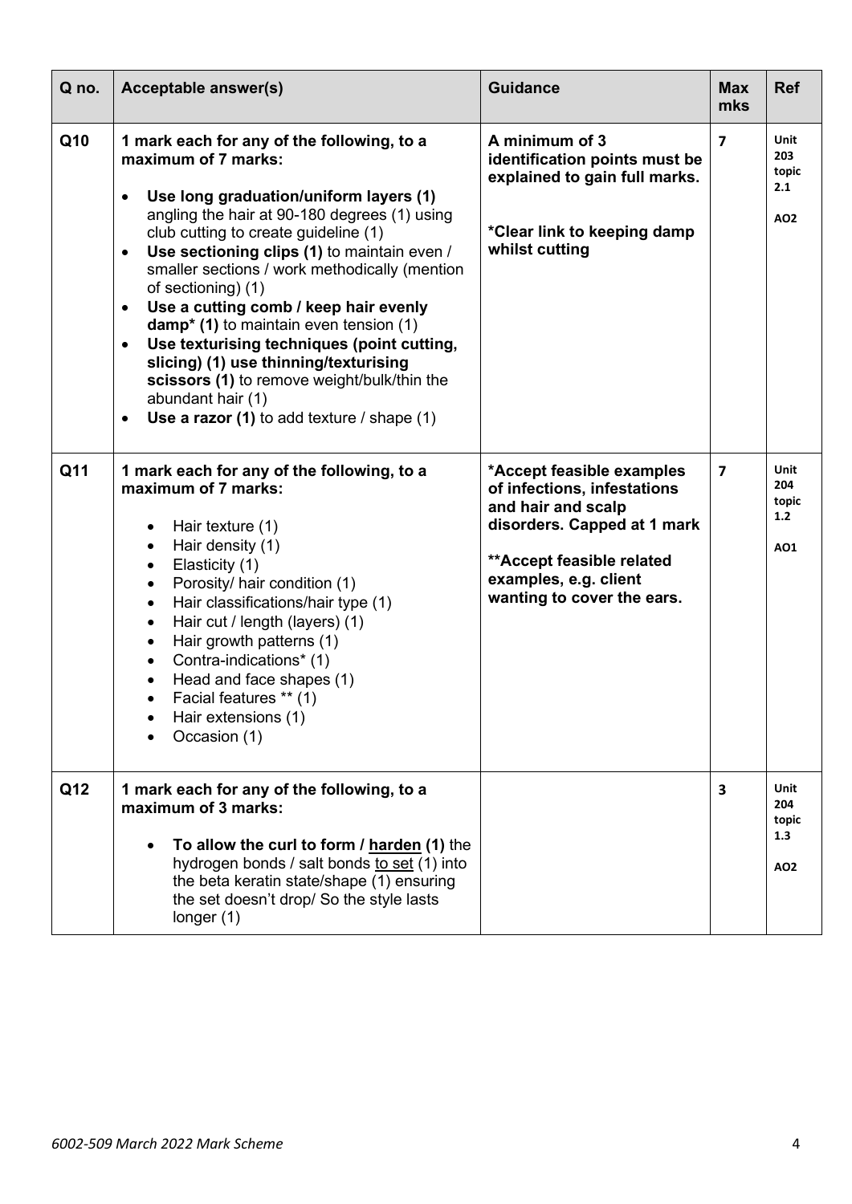| Q no. | Acceptable answer(s) | Guidance | Max mks | Ref |
|---|---|---|---|---|
| Q10 | **1 mark each for any of the following, to a maximum of 7 marks:**<br>• **Use long graduation/uniform layers (1)** angling the hair at 90-180 degrees (1) using club cutting to create guideline (1)<br>• **Use sectioning clips (1)** to maintain even / smaller sections / work methodically (mention of sectioning) (1)<br>• **Use a cutting comb / keep hair evenly damp* (1)** to maintain even tension (1)<br>• **Use texturising techniques (point cutting, slicing) (1) use thinning/texturising scissors (1)** to remove weight/bulk/thin the abundant hair (1)<br>• **Use a razor (1)** to add texture / shape (1) | **A minimum of 3 identification points must be explained to gain full marks.**<br><br>***Clear link to keeping damp whilst cutting** | **7** | **Unit 203 topic 2.1**<br><br>**AO2** |
| Q11 | **1 mark each for any of the following, to a maximum of 7 marks:**<br>• Hair texture (1)<br>• Hair density (1)<br>• Elasticity (1)<br>• Porosity/ hair condition (1)<br>• Hair classifications/hair type (1)<br>• Hair cut / length (layers) (1)<br>• Hair growth patterns (1)<br>• Contra-indications* (1)<br>• Head and face shapes (1)<br>• Facial features ** (1)<br>• Hair extensions (1)<br>• Occasion (1) | ***Accept feasible examples of infections, infestations and hair and scalp disorders. Capped at 1 mark**<br><br>****Accept feasible related examples, e.g. client wanting to cover the ears.** | **7** | **Unit 204 topic 1.2**<br><br>**AO1** |
| Q12 | **1 mark each for any of the following, to a maximum of 3 marks:**<br>• **To allow the curl to form / harden (1)** the hydrogen bonds / salt bonds to set (1) into the beta keratin state/shape (1) ensuring the set doesn't drop/ So the style lasts longer (1) | | **3** | **Unit 204 topic 1.3**<br><br>**AO2** |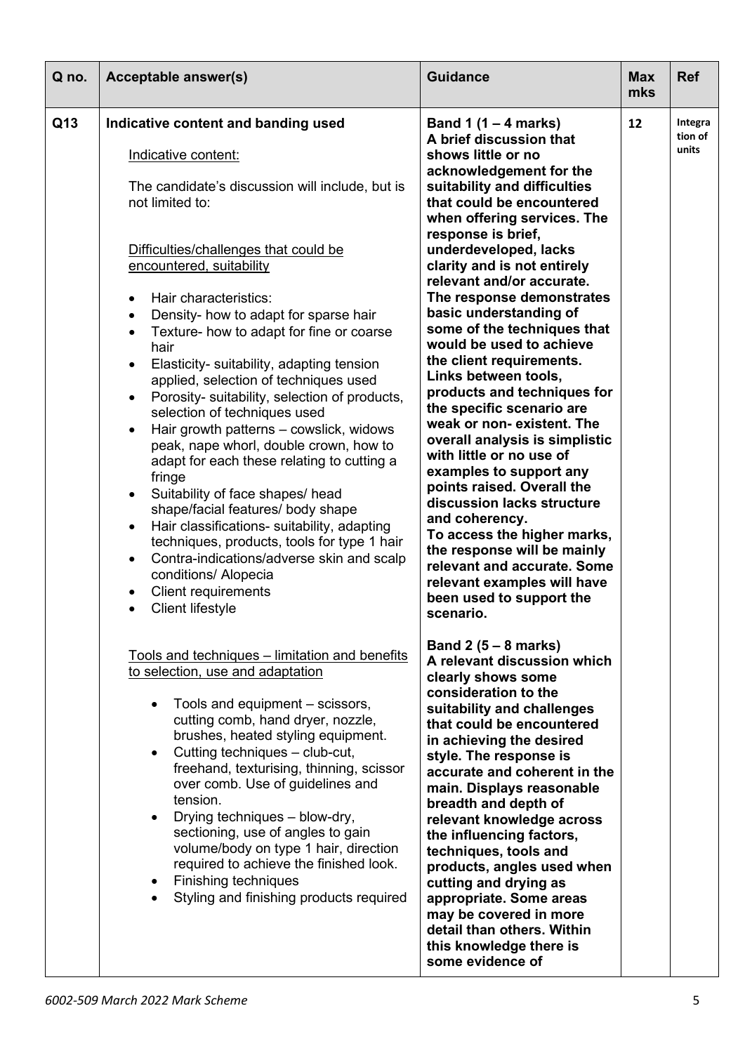| Q no. | Acceptable answer(s) | Guidance | Max mks | Ref |
|---|---|---|---|---|
| Q13 | **Indicative content and banding used**<br><br>Indicative content:<br><br>The candidate's discussion will include, but is not limited to:<br><br>Difficulties/challenges that could be encountered, suitability<br><br>• Hair characteristics:<br>• Density- how to adapt for sparse hair<br>• Texture- how to adapt for fine or coarse hair<br>• Elasticity- suitability, adapting tension applied, selection of techniques used<br>• Porosity- suitability, selection of products, selection of techniques used<br>• Hair growth patterns – cowslick, widows peak, nape whorl, double crown, how to adapt for each these relating to cutting a fringe<br>• Suitability of face shapes/ head shape/facial features/ body shape<br>• Hair classifications- suitability, adapting techniques, products, tools for type 1 hair<br>• Contra-indications/adverse skin and scalp conditions/ Alopecia<br>• Client requirements<br>• Client lifestyle<br><br>Tools and techniques – limitation and benefits to selection, use and adaptation<br><br>• Tools and equipment – scissors, cutting comb, hand dryer, nozzle, brushes, heated styling equipment.<br>• Cutting techniques – club-cut, freehand, texturising, thinning, scissor over comb. Use of guidelines and tension.<br>• Drying techniques – blow-dry, sectioning, use of angles to gain volume/body on type 1 hair, direction required to achieve the finished look.<br>• Finishing techniques<br>• Styling and finishing products required | **Band 1 (1 – 4 marks)**<br>**A brief discussion that shows little or no acknowledgement for the suitability and difficulties that could be encountered when offering services. The response is brief, underdeveloped, lacks clarity and is not entirely relevant and/or accurate. The response demonstrates basic understanding of some of the techniques that would be used to achieve the client requirements. Links between tools, products and techniques for the specific scenario are weak or non- existent. The overall analysis is simplistic with little or no use of examples to support any points raised. Overall the discussion lacks structure and coherency.**<br>**To access the higher marks, the response will be mainly relevant and accurate. Some relevant examples will have been used to support the scenario.**<br><br>**Band 2 (5 – 8 marks)**<br>**A relevant discussion which clearly shows some consideration to the suitability and challenges that could be encountered in achieving the desired style. The response is accurate and coherent in the main. Displays reasonable breadth and depth of relevant knowledge across the influencing factors, techniques, tools and products, angles used when cutting and drying as appropriate. Some areas may be covered in more detail than others. Within this knowledge there is some evidence of** | 12 | Integration of units |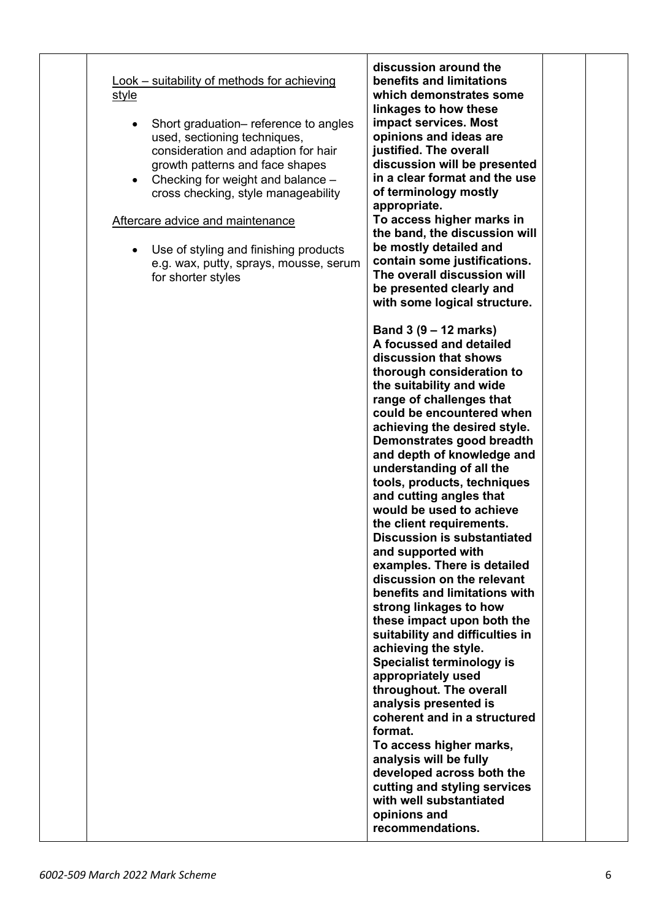| | | | | |
|---|---|---|---|---|
| | <u>Look – suitability of methods for achieving style</u><br><br>• Short graduation– reference to angles used, sectioning techniques, consideration and adaption for hair growth patterns and face shapes<br>• Checking for weight and balance – cross checking, style manageability<br><br><u>Aftercare advice and maintenance</u><br><br>• Use of styling and finishing products e.g. wax, putty, sprays, mousse, serum for shorter styles | **discussion around the benefits and limitations which demonstrates some linkages to how these impact services. Most opinions and ideas are justified. The overall discussion will be presented in a clear format and the use of terminology mostly appropriate.**<br>**To access higher marks in the band, the discussion will be mostly detailed and contain some justifications. The overall discussion will be presented clearly and with some logical structure.**<br><br>**Band 3 (9 – 12 marks)**<br>**A focussed and detailed discussion that shows thorough consideration to the suitability and wide range of challenges that could be encountered when achieving the desired style. Demonstrates good breadth and depth of knowledge and understanding of all the tools, products, techniques and cutting angles that would be used to achieve the client requirements. Discussion is substantiated and supported with examples. There is detailed discussion on the relevant benefits and limitations with strong linkages to how these impact upon both the suitability and difficulties in achieving the style. Specialist terminology is appropriately used throughout. The overall analysis presented is coherent and in a structured format.**<br>**To access higher marks, analysis will be fully developed across both the cutting and styling services with well substantiated opinions and recommendations.** | | |

*6002-509 March 2022 Mark Scheme*